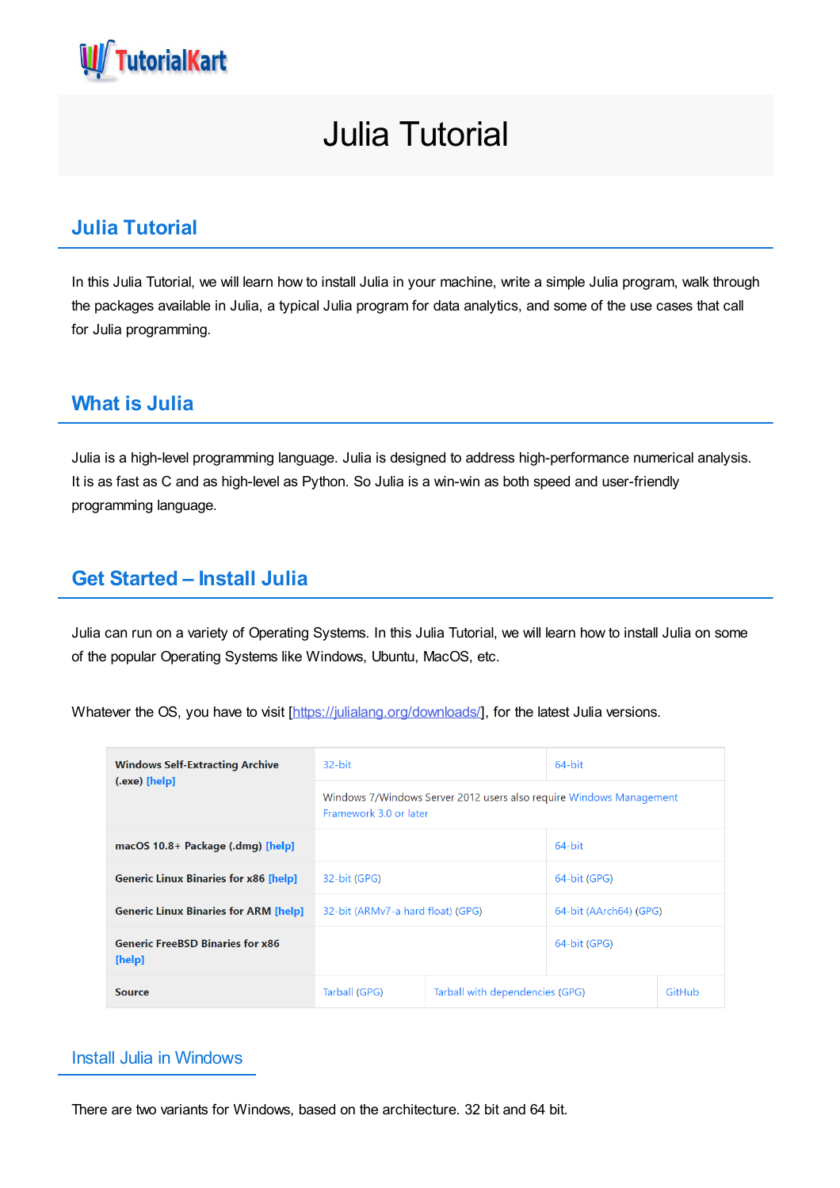# Julia Tutorial

## Julia Tutorial

In this Julia Tutorial, we will learn how to install Julia in your machine, write a simple Julia program, walk through the packages available in Julia, a typical Julia program for data analytics, and some of the use cases that call for Julia programming.

## What is Julia

Julia is a high-level programming language. Julia is designed to address high-performance numerical analysis. It is as fast as C and as high-level as Python. So Julia is a win-win as both speed and user-friendly programming language.

## Get Started – Install Julia

Julia can run on a variety of Operating Systems. In this Julia Tutorial, we will learn how to install Julia on some of the popular Operating Systems like Windows, Ubuntu, MacOS, etc.

Whatever the OS, you have to visit [https://julialang.org/downloads/], for the latest Julia versions.

| | | | |
|---|---|---|---|
| **Windows Self-Extracting Archive (.exe) [help]** | 32-bit | 64-bit | |
| | Windows 7/Windows Server 2012 users also require Windows Management Framework 3.0 or later | | |
| **macOS 10.8+ Package (.dmg) [help]** | | 64-bit | |
| **Generic Linux Binaries for x86 [help]** | 32-bit (GPG) | 64-bit (GPG) | |
| **Generic Linux Binaries for ARM [help]** | 32-bit (ARMv7-a hard float) (GPG) | 64-bit (AArch64) (GPG) | |
| **Generic FreeBSD Binaries for x86 [help]** | | 64-bit (GPG) | |
| **Source** | Tarball (GPG) | Tarball with dependencies (GPG) | GitHub |

### Install Julia in Windows

There are two variants for Windows, based on the architecture. 32 bit and 64 bit.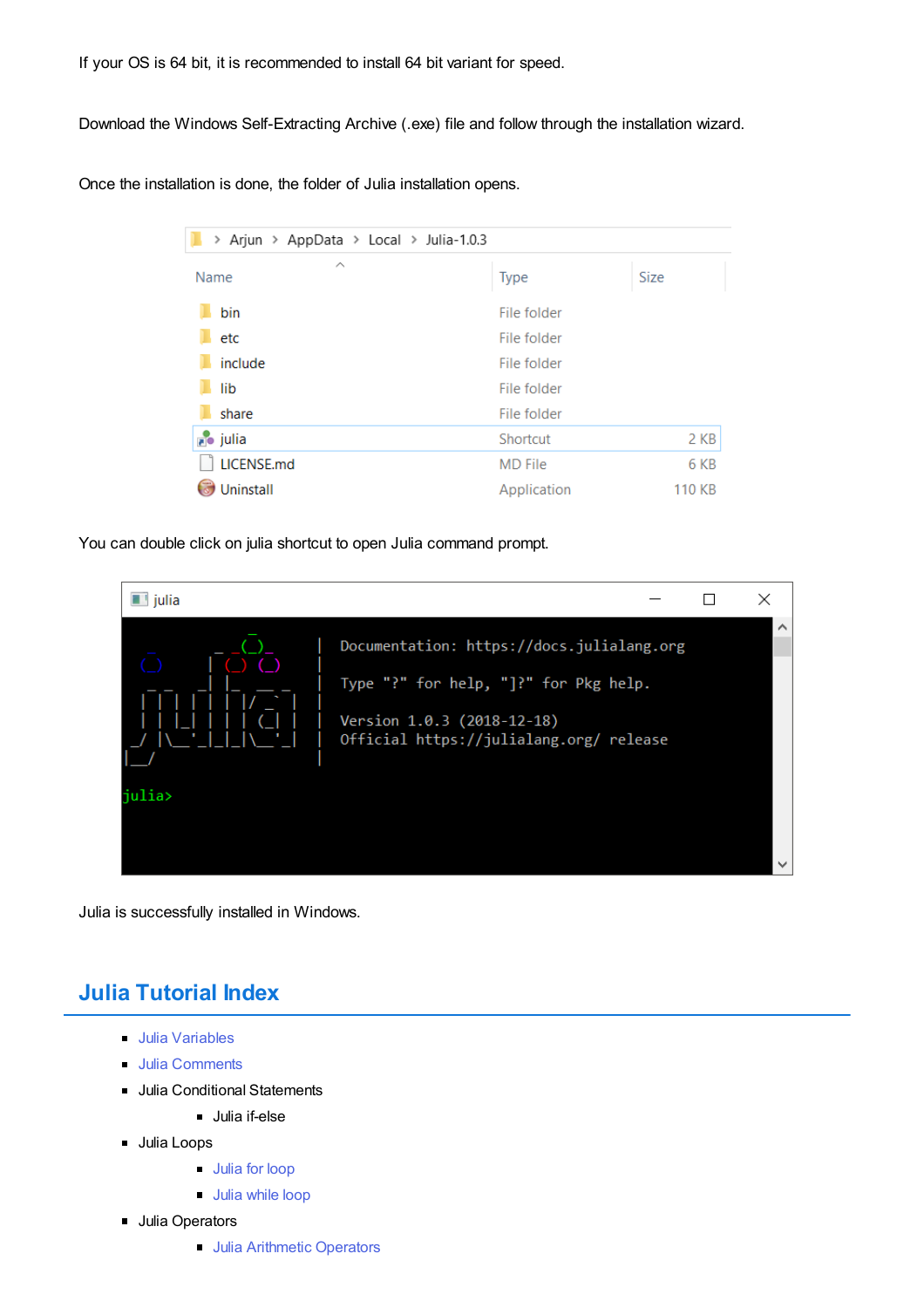If your OS is 64 bit, it is recommended to install 64 bit variant for speed.

Download the Windows Self-Extracting Archive (.exe) file and follow through the installation wizard.

Once the installation is done, the folder of Julia installation opens.

You can double click on julia shortcut to open Julia command prompt.

Julia is successfully installed in Windows.

## Julia Tutorial Index

- Julia Variables
- Julia Comments
- Julia Conditional Statements
  - Julia if-else
- Julia Loops
  - Julia for loop
  - Julia while loop
- Julia Operators
  - Julia Arithmetic Operators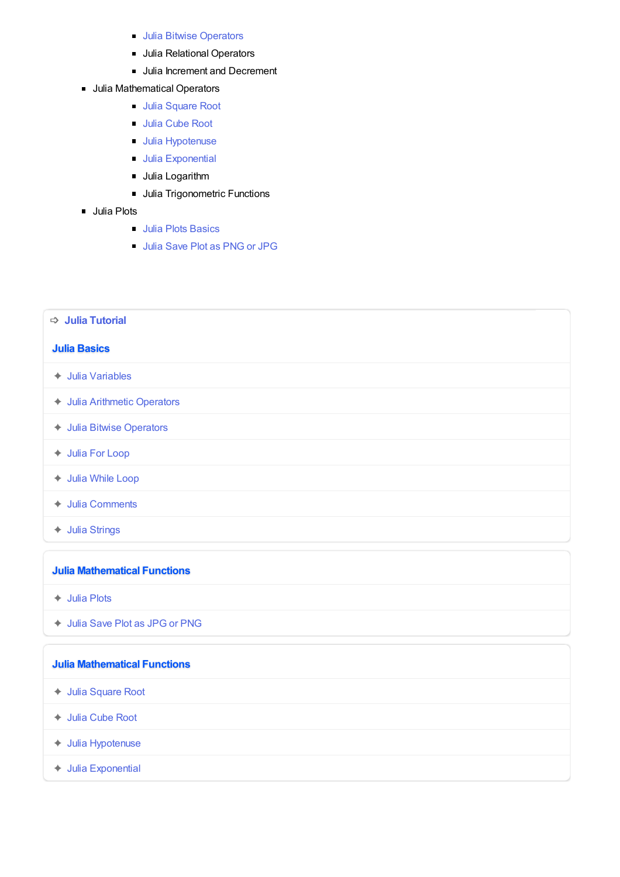- Julia Bitwise Operators
- Julia Relational Operators
- Julia Increment and Decrement

- Julia Mathematical Operators
  - Julia Square Root
  - Julia Cube Root
  - Julia Hypotenuse
  - Julia Exponential
  - Julia Logarithm
  - Julia Trigonometric Functions
- Julia Plots
  - Julia Plots Basics
  - Julia Save Plot as PNG or JPG

➪ **Julia Tutorial**

**Julia Basics**

- ✦ Julia Variables
- ✦ Julia Arithmetic Operators
- ✦ Julia Bitwise Operators
- ✦ Julia For Loop
- ✦ Julia While Loop
- ✦ Julia Comments
- ✦ Julia Strings

**Julia Mathematical Functions**

- ✦ Julia Plots
- ✦ Julia Save Plot as JPG or PNG

**Julia Mathematical Functions**

- ✦ Julia Square Root
- ✦ Julia Cube Root
- ✦ Julia Hypotenuse
- ✦ Julia Exponential